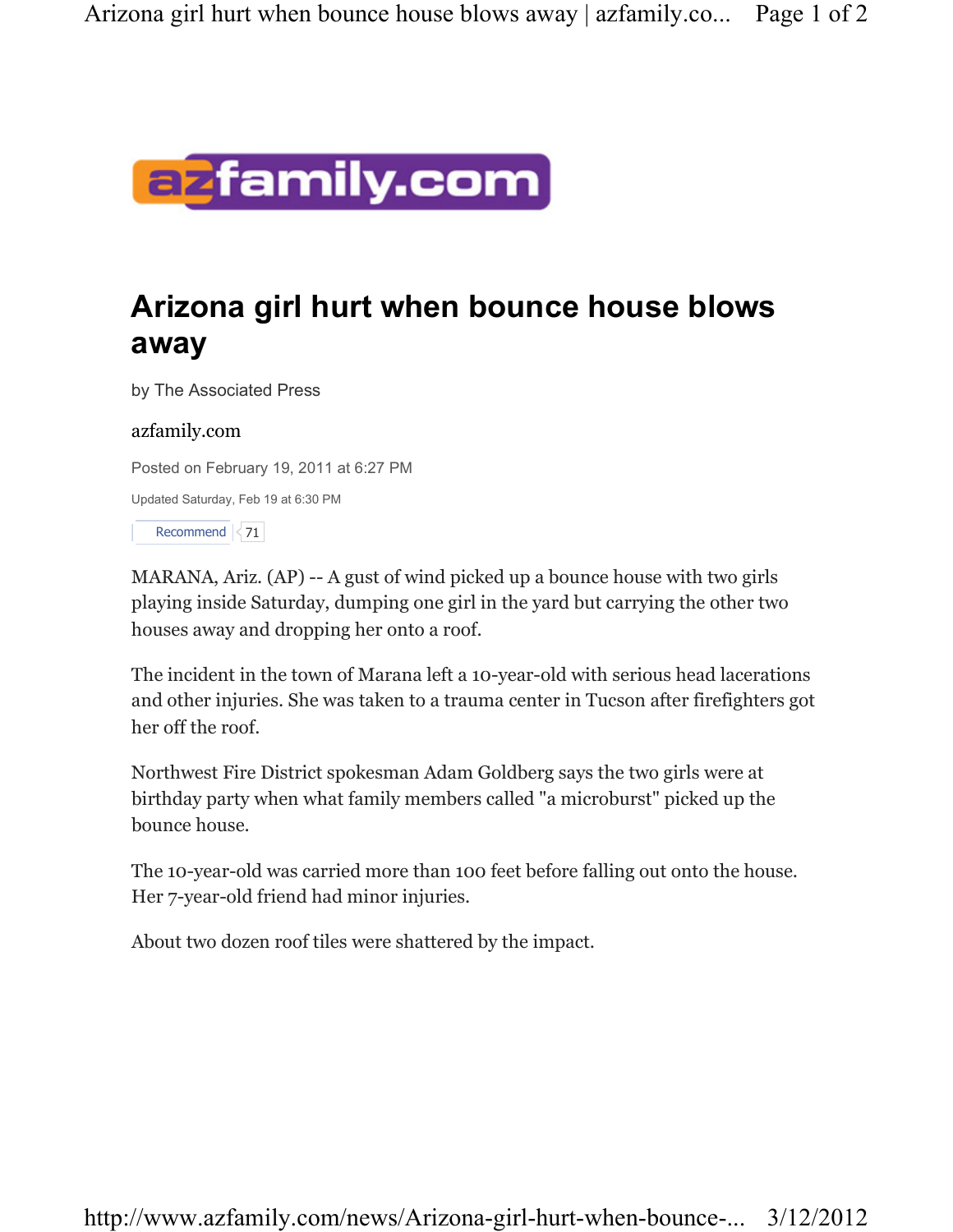azfamily.com

# Arizona girl hurt when bounce house blows away

by The Associated Press

azfamily.com

Posted on February 19, 2011 at 6:27 PM

Updated Saturday, Feb 19 at 6:30 PM

Recommend 71

MARANA, Ariz. (AP) -- A gust of wind picked up a bounce house with two girls playing inside Saturday, dumping one girl in the yard but carrying the other two houses away and dropping her onto a roof.

The incident in the town of Marana left a 10-year-old with serious head lacerations and other injuries. She was taken to a trauma center in Tucson after firefighters got her off the roof.

Northwest Fire District spokesman Adam Goldberg says the two girls were at birthday party when what family members called "a microburst" picked up the bounce house.

The 10-year-old was carried more than 100 feet before falling out onto the house. Her 7-year-old friend had minor injuries.

About two dozen roof tiles were shattered by the impact.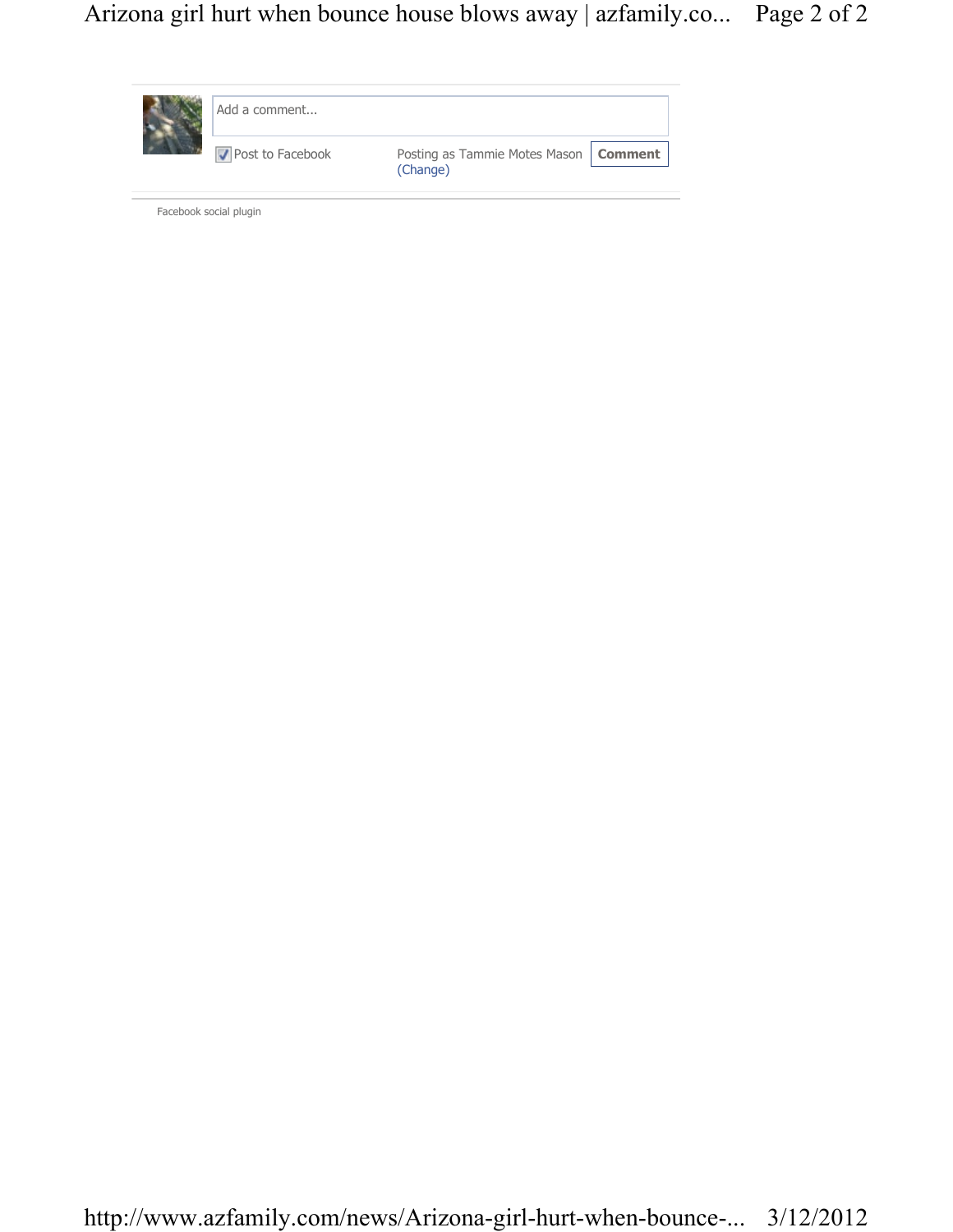Add a comment...

Post to Facebook

Posting as Tammie Motes Mason (Change)

Comment

Facebook social plugin